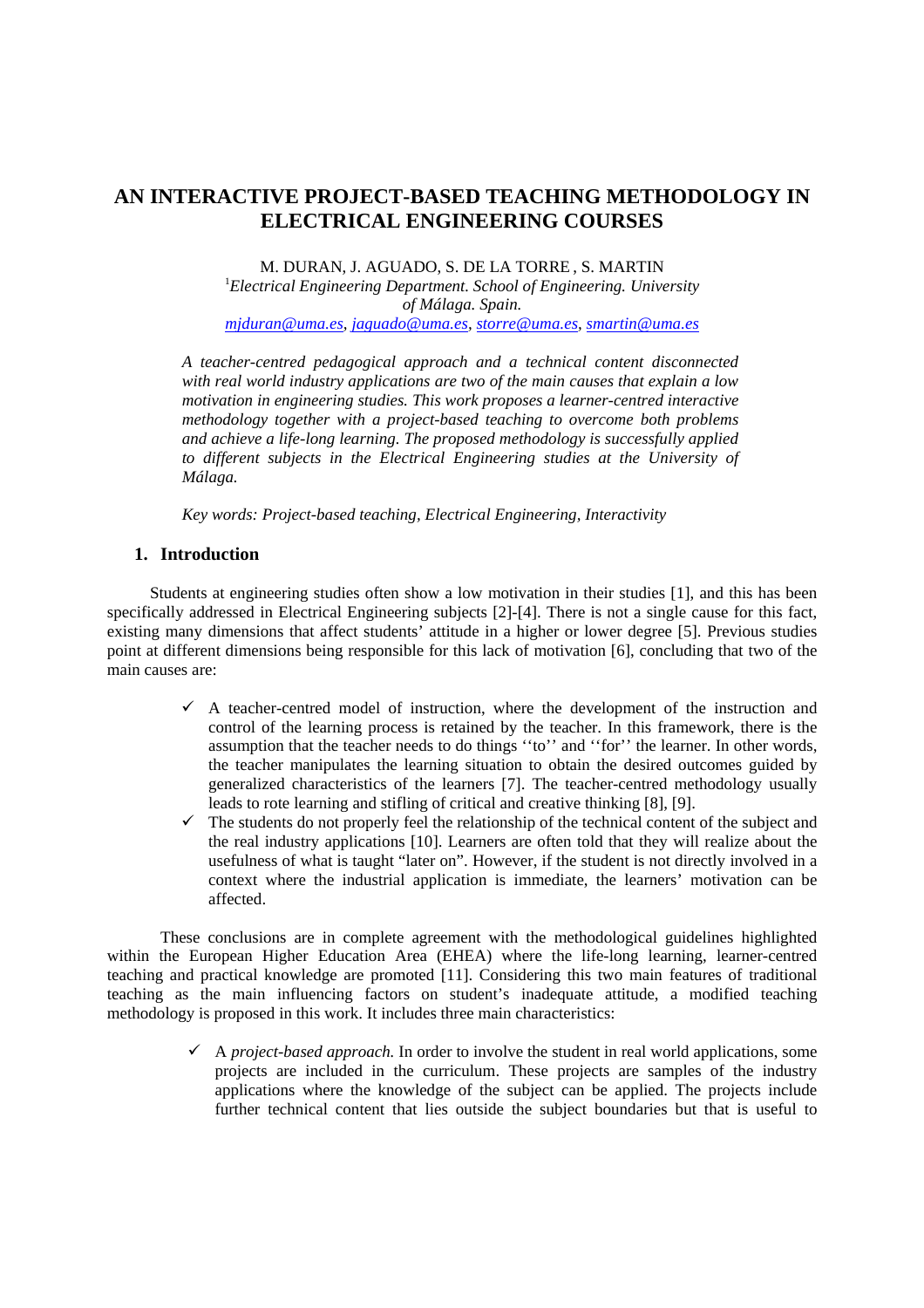# AN INTERACTIVE PROJECT-BASED TEACHING METHODOLOGY IN ELECTRICAL ENGINEERING COURSES

M. DURAN, J. AGUADO, S. DE LA TORRE , S. MARTIN

[1] *Electrical Engineering Department. School of Engineering. University of Málaga. Spain.*

*mjduran@uma.es, jaguado@uma.es, storre@uma.es, smartin@uma.es*

*A teacher-centred pedagogical approach and a technical content disconnected with real world industry applications are two of the main causes that explain a low motivation in engineering studies. This work proposes a learner-centred interactive methodology together with a project-based teaching to overcome both problems and achieve a life-long learning. The proposed methodology is successfully applied to different subjects in the Electrical Engineering studies at the University of Málaga.*

*Key words: Project-based teaching, Electrical Engineering, Interactivity*

## 1. Introduction

Students at engineering studies often show a low motivation in their studies [1], and this has been specifically addressed in Electrical Engineering subjects [2]-[4]. There is not a single cause for this fact, existing many dimensions that affect students' attitude in a higher or lower degree [5]. Previous studies point at different dimensions being responsible for this lack of motivation [6], concluding that two of the main causes are:

- ✓ A teacher-centred model of instruction, where the development of the instruction and control of the learning process is retained by the teacher. In this framework, there is the assumption that the teacher needs to do things ''to'' and ''for'' the learner. In other words, the teacher manipulates the learning situation to obtain the desired outcomes guided by generalized characteristics of the learners [7]. The teacher-centred methodology usually leads to rote learning and stifling of critical and creative thinking [8], [9].
- ✓ The students do not properly feel the relationship of the technical content of the subject and the real industry applications [10]. Learners are often told that they will realize about the usefulness of what is taught "later on". However, if the student is not directly involved in a context where the industrial application is immediate, the learners' motivation can be affected.

These conclusions are in complete agreement with the methodological guidelines highlighted within the European Higher Education Area (EHEA) where the life-long learning, learner-centred teaching and practical knowledge are promoted [11]. Considering this two main features of traditional teaching as the main influencing factors on student's inadequate attitude, a modified teaching methodology is proposed in this work. It includes three main characteristics:

- ✓ A *project-based approach.* In order to involve the student in real world applications, some projects are included in the curriculum. These projects are samples of the industry applications where the knowledge of the subject can be applied. The projects include further technical content that lies outside the subject boundaries but that is useful to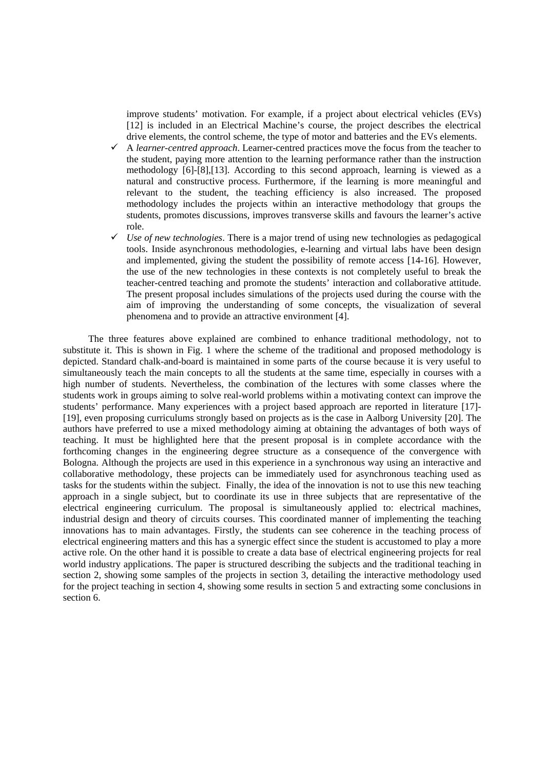improve students' motivation. For example, if a project about electrical vehicles (EVs) [12] is included in an Electrical Machine's course, the project describes the electrical drive elements, the control scheme, the type of motor and batteries and the EVs elements.

- ✓ A *learner-centred approach*. Learner-centred practices move the focus from the teacher to the student, paying more attention to the learning performance rather than the instruction methodology [6]-[8],[13]. According to this second approach, learning is viewed as a natural and constructive process. Furthermore, if the learning is more meaningful and relevant to the student, the teaching efficiency is also increased. The proposed methodology includes the projects within an interactive methodology that groups the students, promotes discussions, improves transverse skills and favours the learner's active role.
- ✓ *Use of new technologies*. There is a major trend of using new technologies as pedagogical tools. Inside asynchronous methodologies, e-learning and virtual labs have been design and implemented, giving the student the possibility of remote access [14-16]. However, the use of the new technologies in these contexts is not completely useful to break the teacher-centred teaching and promote the students' interaction and collaborative attitude. The present proposal includes simulations of the projects used during the course with the aim of improving the understanding of some concepts, the visualization of several phenomena and to provide an attractive environment [4].

The three features above explained are combined to enhance traditional methodology, not to substitute it. This is shown in Fig. 1 where the scheme of the traditional and proposed methodology is depicted. Standard chalk-and-board is maintained in some parts of the course because it is very useful to simultaneously teach the main concepts to all the students at the same time, especially in courses with a high number of students. Nevertheless, the combination of the lectures with some classes where the students work in groups aiming to solve real-world problems within a motivating context can improve the students' performance. Many experiences with a project based approach are reported in literature [17]-[19], even proposing curriculums strongly based on projects as is the case in Aalborg University [20]. The authors have preferred to use a mixed methodology aiming at obtaining the advantages of both ways of teaching. It must be highlighted here that the present proposal is in complete accordance with the forthcoming changes in the engineering degree structure as a consequence of the convergence with Bologna. Although the projects are used in this experience in a synchronous way using an interactive and collaborative methodology, these projects can be immediately used for asynchronous teaching used as tasks for the students within the subject. Finally, the idea of the innovation is not to use this new teaching approach in a single subject, but to coordinate its use in three subjects that are representative of the electrical engineering curriculum. The proposal is simultaneously applied to: electrical machines, industrial design and theory of circuits courses. This coordinated manner of implementing the teaching innovations has to main advantages. Firstly, the students can see coherence in the teaching process of electrical engineering matters and this has a synergic effect since the student is accustomed to play a more active role. On the other hand it is possible to create a data base of electrical engineering projects for real world industry applications. The paper is structured describing the subjects and the traditional teaching in section 2, showing some samples of the projects in section 3, detailing the interactive methodology used for the project teaching in section 4, showing some results in section 5 and extracting some conclusions in section 6.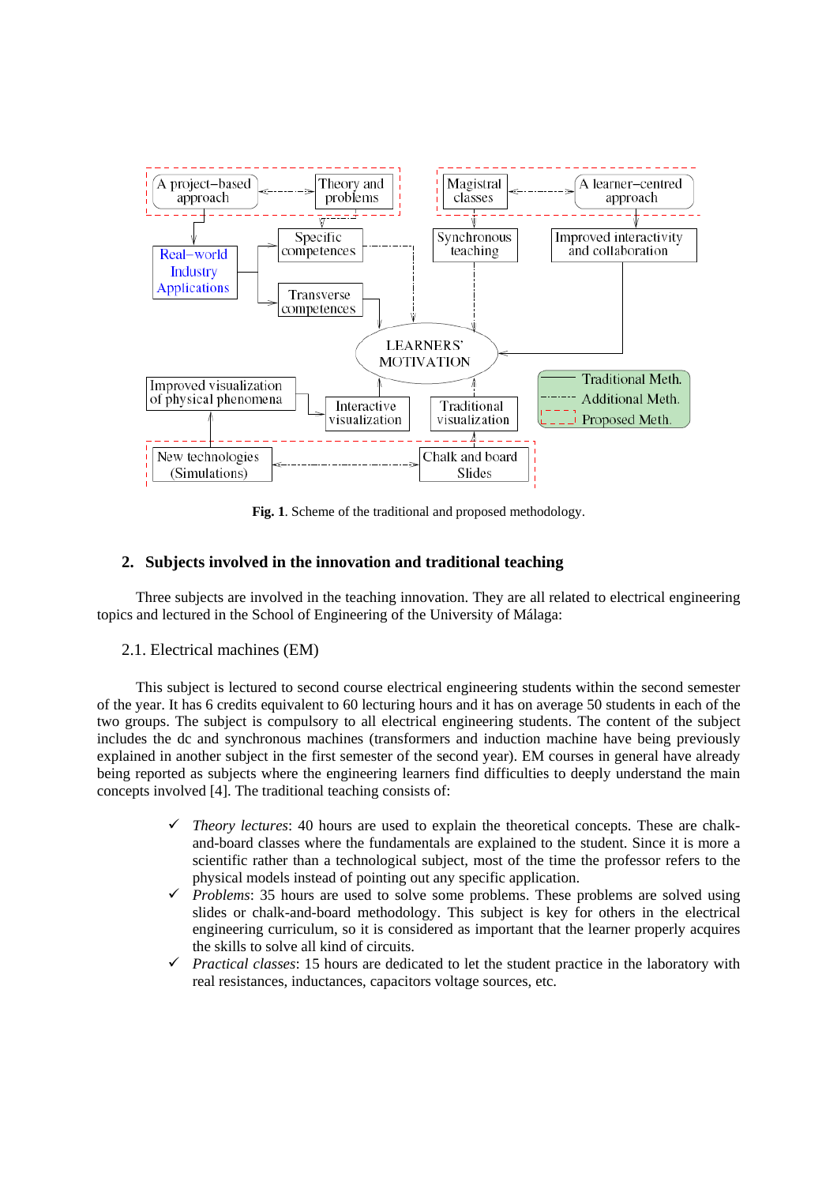**Fig. 1**. Scheme of the traditional and proposed methodology.

## 2. Subjects involved in the innovation and traditional teaching

Three subjects are involved in the teaching innovation. They are all related to electrical engineering topics and lectured in the School of Engineering of the University of Málaga:

### 2.1. Electrical machines (EM)

This subject is lectured to second course electrical engineering students within the second semester of the year. It has 6 credits equivalent to 60 lecturing hours and it has on average 50 students in each of the two groups. The subject is compulsory to all electrical engineering students. The content of the subject includes the dc and synchronous machines (transformers and induction machine have being previously explained in another subject in the first semester of the second year). EM courses in general have already being reported as subjects where the engineering learners find difficulties to deeply understand the main concepts involved [4]. The traditional teaching consists of:

- ✓ *Theory lectures*: 40 hours are used to explain the theoretical concepts. These are chalk-and-board classes where the fundamentals are explained to the student. Since it is more a scientific rather than a technological subject, most of the time the professor refers to the physical models instead of pointing out any specific application.
- ✓ *Problems*: 35 hours are used to solve some problems. These problems are solved using slides or chalk-and-board methodology. This subject is key for others in the electrical engineering curriculum, so it is considered as important that the learner properly acquires the skills to solve all kind of circuits.
- ✓ *Practical classes*: 15 hours are dedicated to let the student practice in the laboratory with real resistances, inductances, capacitors voltage sources, etc.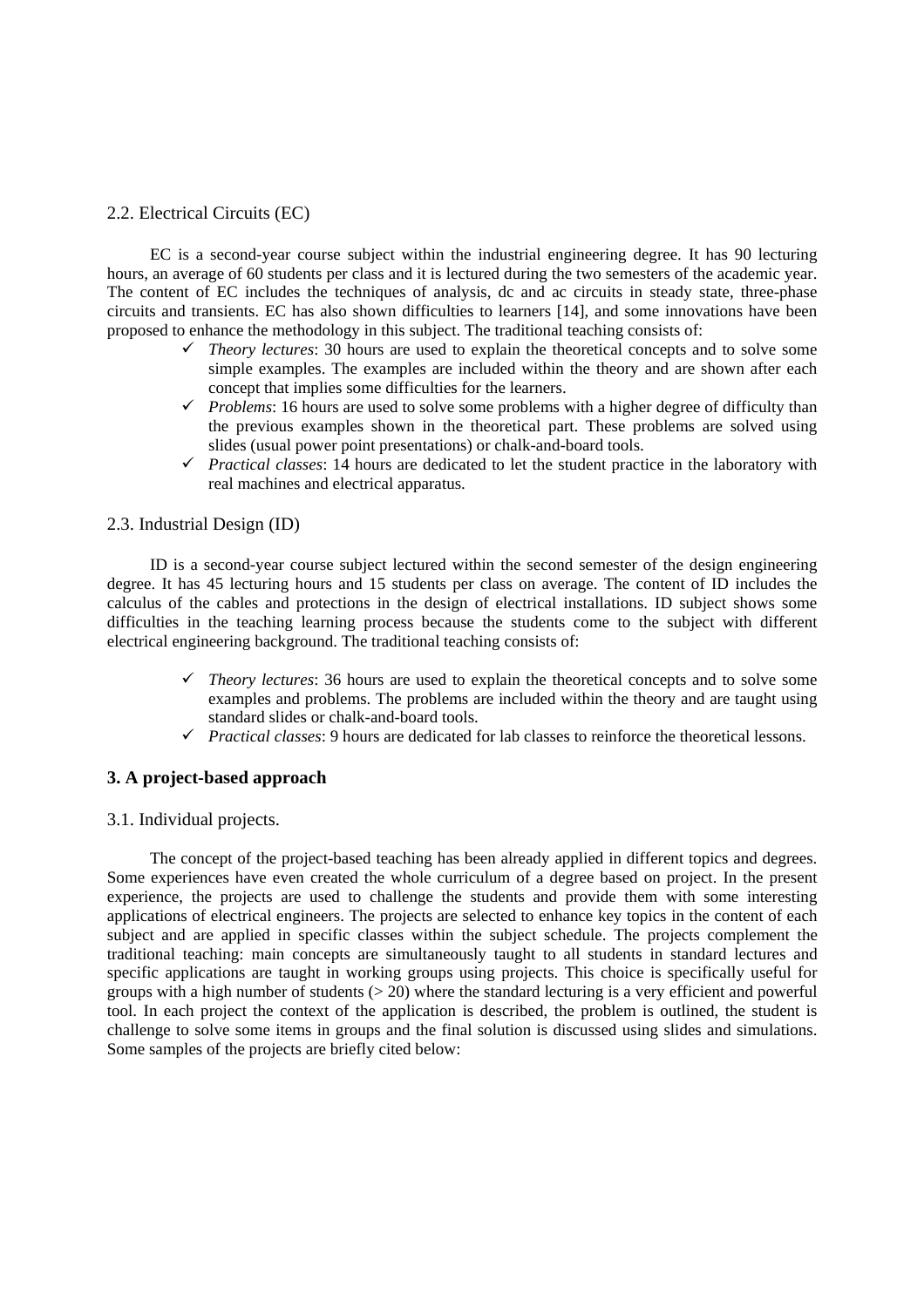### 2.2. Electrical Circuits (EC)

EC is a second-year course subject within the industrial engineering degree. It has 90 lecturing hours, an average of 60 students per class and it is lectured during the two semesters of the academic year. The content of EC includes the techniques of analysis, dc and ac circuits in steady state, three-phase circuits and transients. EC has also shown difficulties to learners [14], and some innovations have been proposed to enhance the methodology in this subject. The traditional teaching consists of:

- ✓ *Theory lectures*: 30 hours are used to explain the theoretical concepts and to solve some simple examples. The examples are included within the theory and are shown after each concept that implies some difficulties for the learners.
- ✓ *Problems*: 16 hours are used to solve some problems with a higher degree of difficulty than the previous examples shown in the theoretical part. These problems are solved using slides (usual power point presentations) or chalk-and-board tools.
- ✓ *Practical classes*: 14 hours are dedicated to let the student practice in the laboratory with real machines and electrical apparatus.

### 2.3. Industrial Design (ID)

ID is a second-year course subject lectured within the second semester of the design engineering degree. It has 45 lecturing hours and 15 students per class on average. The content of ID includes the calculus of the cables and protections in the design of electrical installations. ID subject shows some difficulties in the teaching learning process because the students come to the subject with different electrical engineering background. The traditional teaching consists of:

- ✓ *Theory lectures*: 36 hours are used to explain the theoretical concepts and to solve some examples and problems. The problems are included within the theory and are taught using standard slides or chalk-and-board tools.
- ✓ *Practical classes*: 9 hours are dedicated for lab classes to reinforce the theoretical lessons.

## 3. A project-based approach

### 3.1. Individual projects.

The concept of the project-based teaching has been already applied in different topics and degrees. Some experiences have even created the whole curriculum of a degree based on project. In the present experience, the projects are used to challenge the students and provide them with some interesting applications of electrical engineers. The projects are selected to enhance key topics in the content of each subject and are applied in specific classes within the subject schedule. The projects complement the traditional teaching: main concepts are simultaneously taught to all students in standard lectures and specific applications are taught in working groups using projects. This choice is specifically useful for groups with a high number of students (> 20) where the standard lecturing is a very efficient and powerful tool. In each project the context of the application is described, the problem is outlined, the student is challenge to solve some items in groups and the final solution is discussed using slides and simulations. Some samples of the projects are briefly cited below: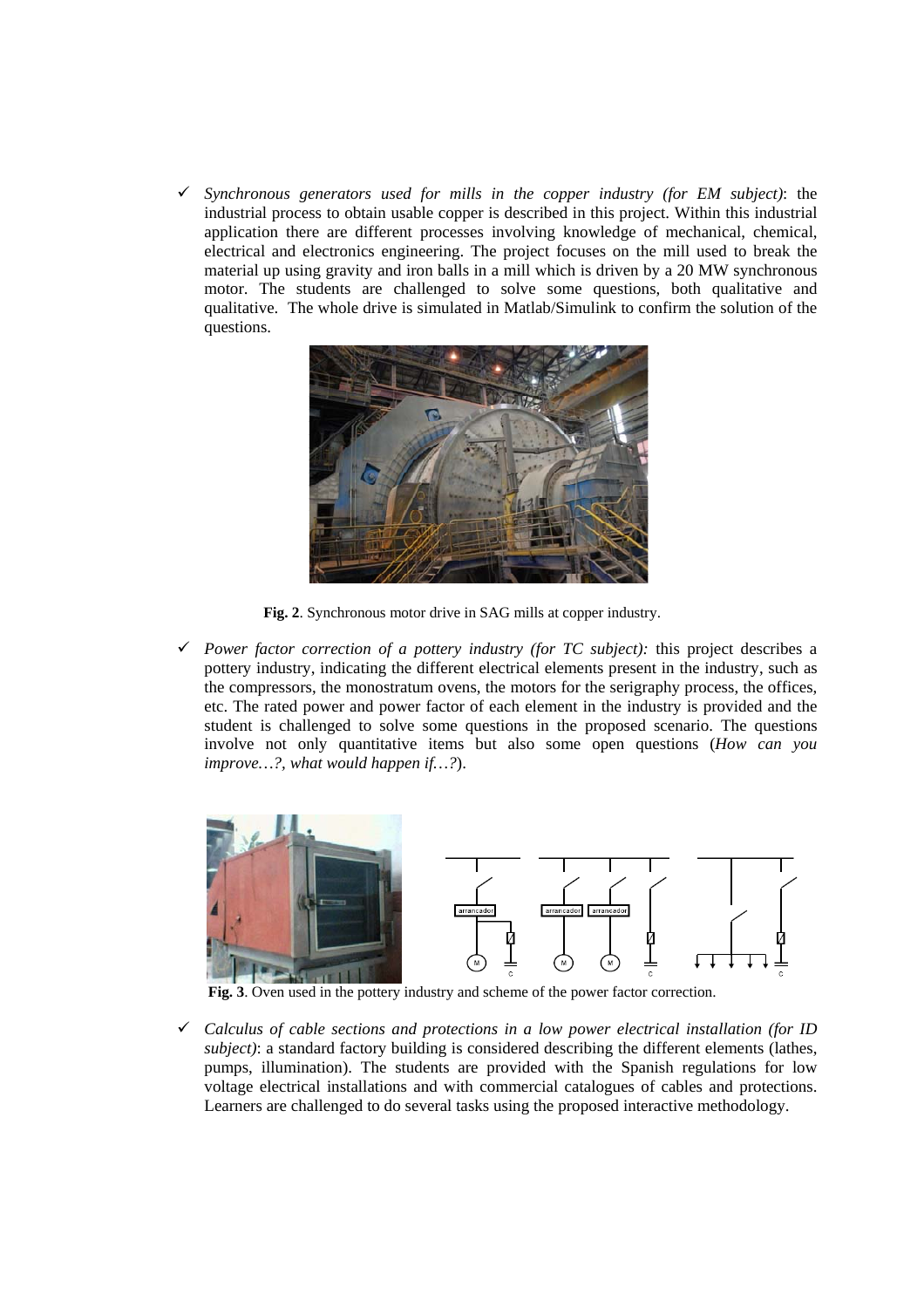- *Synchronous generators used for mills in the copper industry (for EM subject)*: the industrial process to obtain usable copper is described in this project. Within this industrial application there are different processes involving knowledge of mechanical, chemical, electrical and electronics engineering. The project focuses on the mill used to break the material up using gravity and iron balls in a mill which is driven by a 20 MW synchronous motor. The students are challenged to solve some questions, both qualitative and qualitative. The whole drive is simulated in Matlab/Simulink to confirm the solution of the questions.

**Fig. 2**. Synchronous motor drive in SAG mills at copper industry.

- *Power factor correction of a pottery industry (for TC subject):* this project describes a pottery industry, indicating the different electrical elements present in the industry, such as the compressors, the monostratum ovens, the motors for the serigraphy process, the offices, etc. The rated power and power factor of each element in the industry is provided and the student is challenged to solve some questions in the proposed scenario. The questions involve not only quantitative items but also some open questions (*How can you improve…?, what would happen if…?*).

**Fig. 3**. Oven used in the pottery industry and scheme of the power factor correction.

- *Calculus of cable sections and protections in a low power electrical installation (for ID subject)*: a standard factory building is considered describing the different elements (lathes, pumps, illumination). The students are provided with the Spanish regulations for low voltage electrical installations and with commercial catalogues of cables and protections. Learners are challenged to do several tasks using the proposed interactive methodology.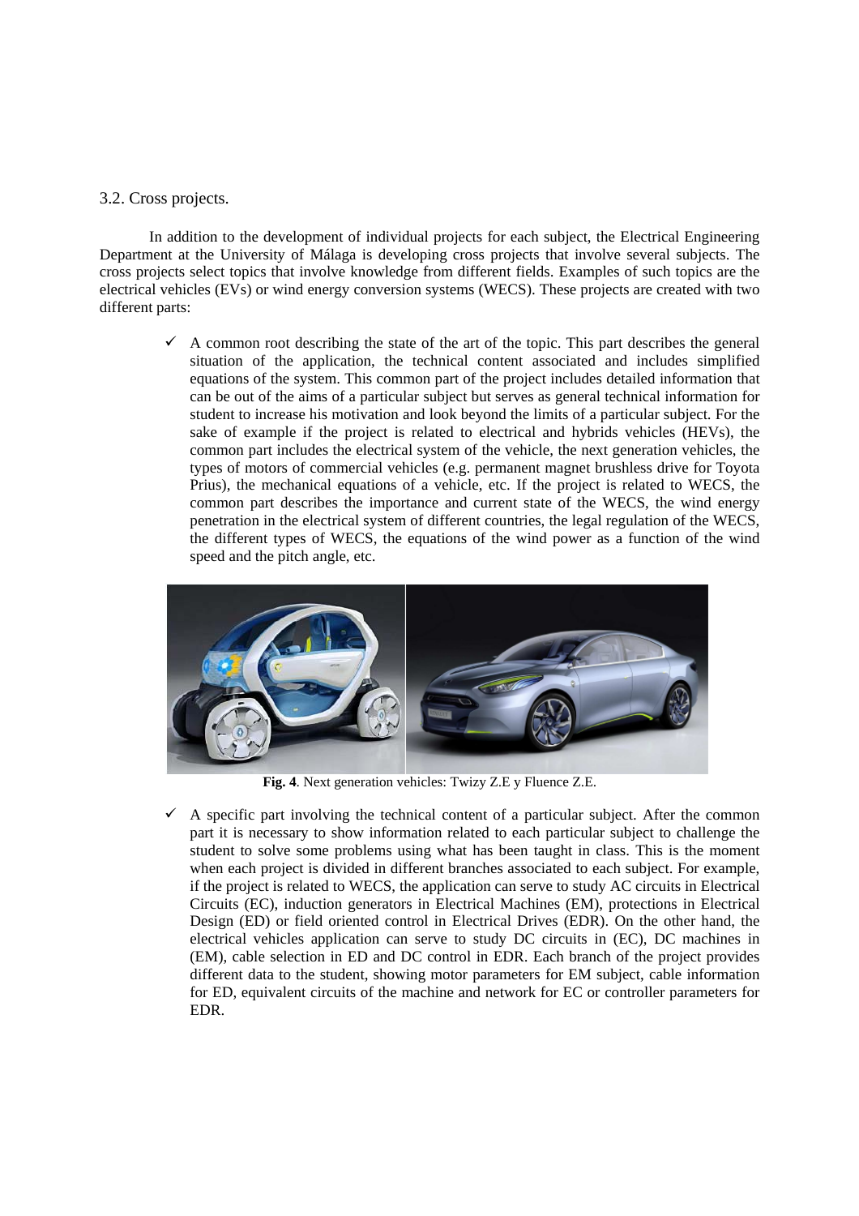3.2. Cross projects.

In addition to the development of individual projects for each subject, the Electrical Engineering Department at the University of Málaga is developing cross projects that involve several subjects. The cross projects select topics that involve knowledge from different fields. Examples of such topics are the electrical vehicles (EVs) or wind energy conversion systems (WECS). These projects are created with two different parts:

- ✓ A common root describing the state of the art of the topic. This part describes the general situation of the application, the technical content associated and includes simplified equations of the system. This common part of the project includes detailed information that can be out of the aims of a particular subject but serves as general technical information for student to increase his motivation and look beyond the limits of a particular subject. For the sake of example if the project is related to electrical and hybrids vehicles (HEVs), the common part includes the electrical system of the vehicle, the next generation vehicles, the types of motors of commercial vehicles (e.g. permanent magnet brushless drive for Toyota Prius), the mechanical equations of a vehicle, etc. If the project is related to WECS, the common part describes the importance and current state of the WECS, the wind energy penetration in the electrical system of different countries, the legal regulation of the WECS, the different types of WECS, the equations of the wind power as a function of the wind speed and the pitch angle, etc.

**Fig. 4**. Next generation vehicles: Twizy Z.E y Fluence Z.E.

- ✓ A specific part involving the technical content of a particular subject. After the common part it is necessary to show information related to each particular subject to challenge the student to solve some problems using what has been taught in class. This is the moment when each project is divided in different branches associated to each subject. For example, if the project is related to WECS, the application can serve to study AC circuits in Electrical Circuits (EC), induction generators in Electrical Machines (EM), protections in Electrical Design (ED) or field oriented control in Electrical Drives (EDR). On the other hand, the electrical vehicles application can serve to study DC circuits in (EC), DC machines in (EM), cable selection in ED and DC control in EDR. Each branch of the project provides different data to the student, showing motor parameters for EM subject, cable information for ED, equivalent circuits of the machine and network for EC or controller parameters for EDR.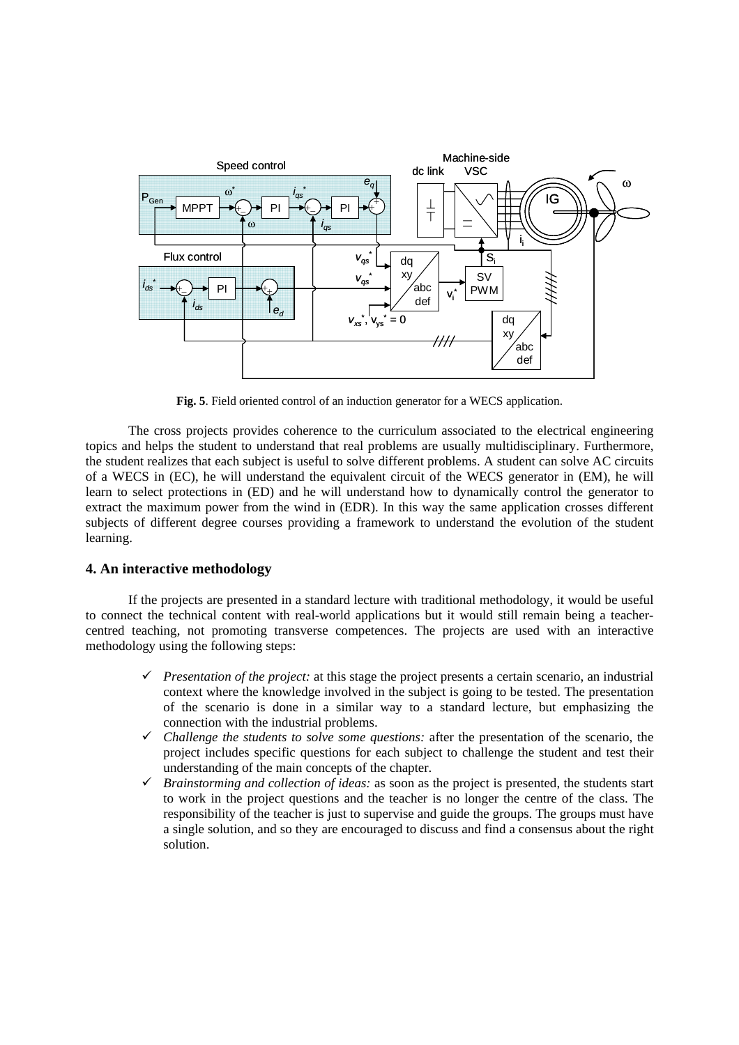**Fig. 5**. Field oriented control of an induction generator for a WECS application.

The cross projects provides coherence to the curriculum associated to the electrical engineering topics and helps the student to understand that real problems are usually multidisciplinary. Furthermore, the student realizes that each subject is useful to solve different problems. A student can solve AC circuits of a WECS in (EC), he will understand the equivalent circuit of the WECS generator in (EM), he will learn to select protections in (ED) and he will understand how to dynamically control the generator to extract the maximum power from the wind in (EDR). In this way the same application crosses different subjects of different degree courses providing a framework to understand the evolution of the student learning.

## 4. An interactive methodology

If the projects are presented in a standard lecture with traditional methodology, it would be useful to connect the technical content with real-world applications but it would still remain being a teacher-centred teaching, not promoting transverse competences. The projects are used with an interactive methodology using the following steps:

- ✓ *Presentation of the project:* at this stage the project presents a certain scenario, an industrial context where the knowledge involved in the subject is going to be tested. The presentation of the scenario is done in a similar way to a standard lecture, but emphasizing the connection with the industrial problems.
- ✓ *Challenge the students to solve some questions:* after the presentation of the scenario, the project includes specific questions for each subject to challenge the student and test their understanding of the main concepts of the chapter.
- ✓ *Brainstorming and collection of ideas:* as soon as the project is presented, the students start to work in the project questions and the teacher is no longer the centre of the class. The responsibility of the teacher is just to supervise and guide the groups. The groups must have a single solution, and so they are encouraged to discuss and find a consensus about the right solution.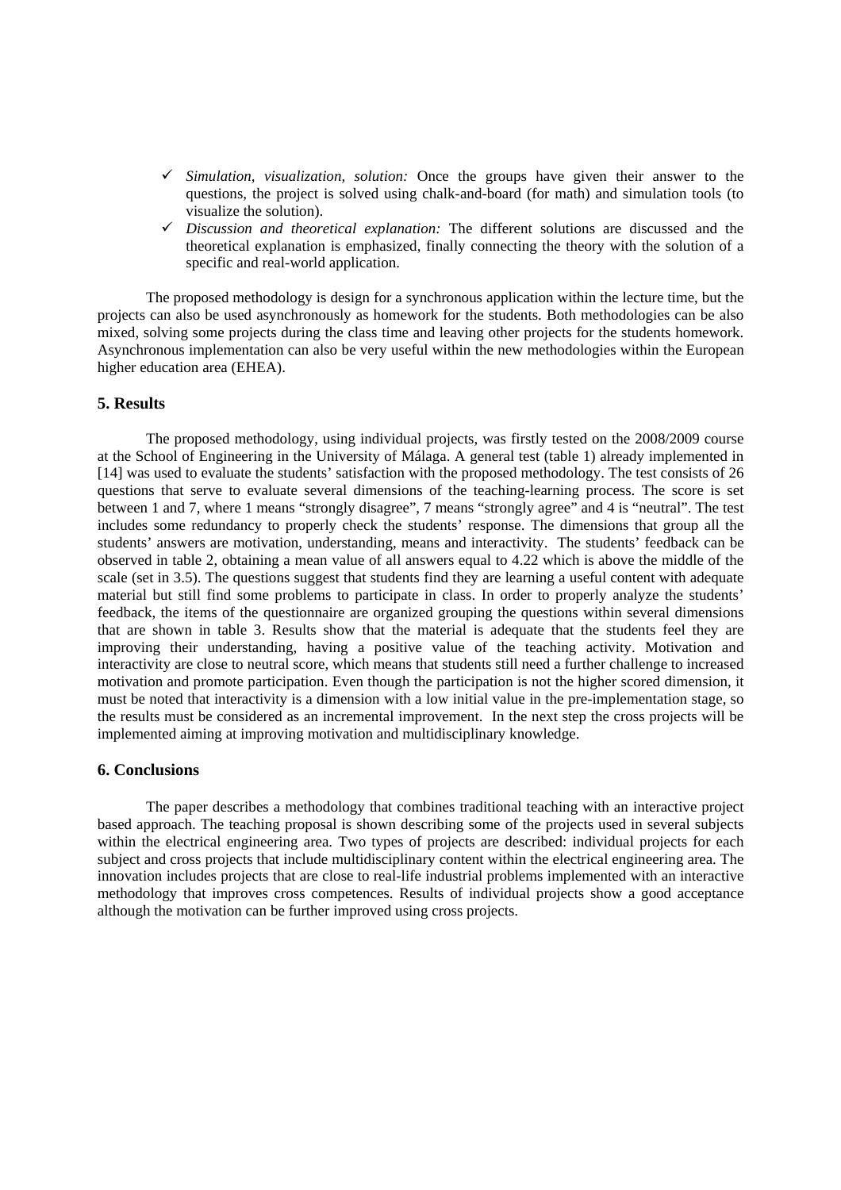- ✓ *Simulation, visualization, solution:* Once the groups have given their answer to the questions, the project is solved using chalk-and-board (for math) and simulation tools (to visualize the solution).
- ✓ *Discussion and theoretical explanation:* The different solutions are discussed and the theoretical explanation is emphasized, finally connecting the theory with the solution of a specific and real-world application.

The proposed methodology is design for a synchronous application within the lecture time, but the projects can also be used asynchronously as homework for the students. Both methodologies can be also mixed, solving some projects during the class time and leaving other projects for the students homework. Asynchronous implementation can also be very useful within the new methodologies within the European higher education area (EHEA).

## 5. Results

The proposed methodology, using individual projects, was firstly tested on the 2008/2009 course at the School of Engineering in the University of Málaga. A general test (table 1) already implemented in [14] was used to evaluate the students' satisfaction with the proposed methodology. The test consists of 26 questions that serve to evaluate several dimensions of the teaching-learning process. The score is set between 1 and 7, where 1 means "strongly disagree", 7 means "strongly agree" and 4 is "neutral". The test includes some redundancy to properly check the students' response. The dimensions that group all the students' answers are motivation, understanding, means and interactivity. The students' feedback can be observed in table 2, obtaining a mean value of all answers equal to 4.22 which is above the middle of the scale (set in 3.5). The questions suggest that students find they are learning a useful content with adequate material but still find some problems to participate in class. In order to properly analyze the students' feedback, the items of the questionnaire are organized grouping the questions within several dimensions that are shown in table 3. Results show that the material is adequate that the students feel they are improving their understanding, having a positive value of the teaching activity. Motivation and interactivity are close to neutral score, which means that students still need a further challenge to increased motivation and promote participation. Even though the participation is not the higher scored dimension, it must be noted that interactivity is a dimension with a low initial value in the pre-implementation stage, so the results must be considered as an incremental improvement. In the next step the cross projects will be implemented aiming at improving motivation and multidisciplinary knowledge.

## 6. Conclusions

The paper describes a methodology that combines traditional teaching with an interactive project based approach. The teaching proposal is shown describing some of the projects used in several subjects within the electrical engineering area. Two types of projects are described: individual projects for each subject and cross projects that include multidisciplinary content within the electrical engineering area. The innovation includes projects that are close to real-life industrial problems implemented with an interactive methodology that improves cross competences. Results of individual projects show a good acceptance although the motivation can be further improved using cross projects.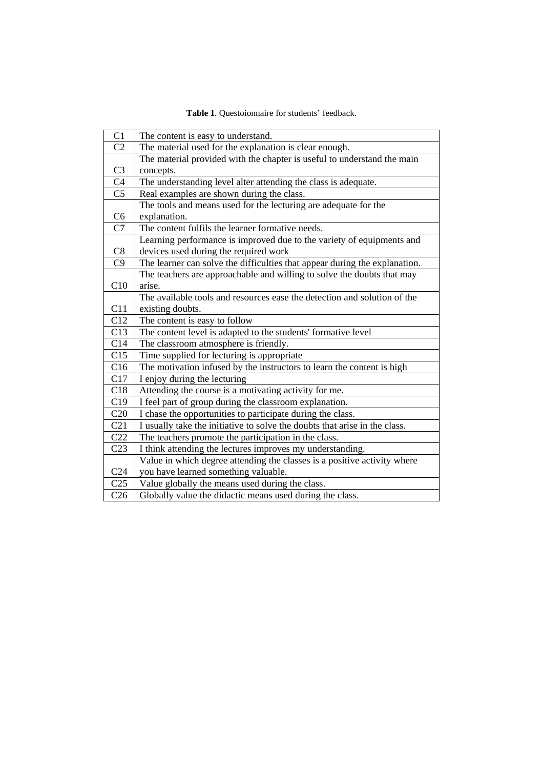**Table 1**. Questoionnaire for students' feedback.

| | |
|---|---|
| C1 | The content is easy to understand. |
| C2 | The material used for the explanation is clear enough. |
| C3 | The material provided with the chapter is useful to understand the main concepts. |
| C4 | The understanding level alter attending the class is adequate. |
| C5 | Real examples are shown during the class. |
| C6 | The tools and means used for the lecturing are adequate for the explanation. |
| C7 | The content fulfils the learner formative needs. |
| C8 | Learning performance is improved due to the variety of equipments and devices used during the required work |
| C9 | The learner can solve the difficulties that appear during the explanation. |
| C10 | The teachers are approachable and willing to solve the doubts that may arise. |
| C11 | The available tools and resources ease the detection and solution of the existing doubts. |
| C12 | The content is easy to follow |
| C13 | The content level is adapted to the students' formative level |
| C14 | The classroom atmosphere is friendly. |
| C15 | Time supplied for lecturing is appropriate |
| C16 | The motivation infused by the instructors to learn the content is high |
| C17 | I enjoy during the lecturing |
| C18 | Attending the course is a motivating activity for me. |
| C19 | I feel part of group during the classroom explanation. |
| C20 | I chase the opportunities to participate during the class. |
| C21 | I usually take the initiative to solve the doubts that arise in the class. |
| C22 | The teachers promote the participation in the class. |
| C23 | I think attending the lectures improves my understanding. |
| C24 | Value in which degree attending the classes is a positive activity where you have learned something valuable. |
| C25 | Value globally the means used during the class. |
| C26 | Globally value the didactic means used during the class. |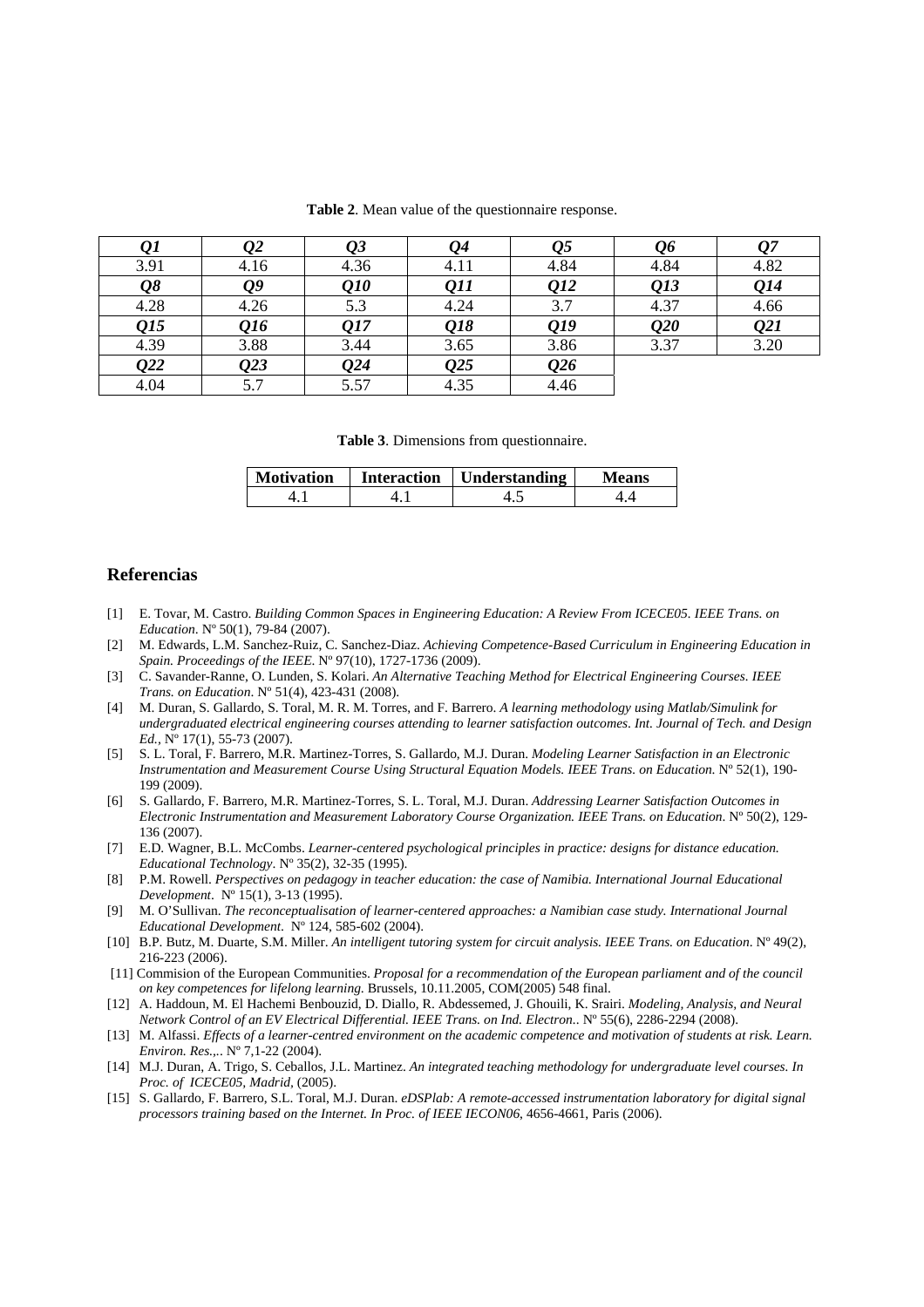**Table 2**. Mean value of the questionnaire response.

| *Q1* | *Q2* | *Q3* | *Q4* | *Q5* | *Q6* | *Q7* |
|---|---|---|---|---|---|---|
| 3.91 | 4.16 | 4.36 | 4.11 | 4.84 | 4.84 | 4.82 |
| ***Q8*** | ***Q9*** | ***Q10*** | ***Q11*** | ***Q12*** | ***Q13*** | ***Q14*** |
| 4.28 | 4.26 | 5.3 | 4.24 | 3.7 | 4.37 | 4.66 |
| ***Q15*** | ***Q16*** | ***Q17*** | ***Q18*** | ***Q19*** | ***Q20*** | ***Q21*** |
| 4.39 | 3.88 | 3.44 | 3.65 | 3.86 | 3.37 | 3.20 |
| ***Q22*** | ***Q23*** | ***Q24*** | ***Q25*** | ***Q26*** | | |
| 4.04 | 5.7 | 5.57 | 4.35 | 4.46 | | |

**Table 3**. Dimensions from questionnaire.

| Motivation | Interaction | Understanding | Means |
|---|---|---|---|
| 4.1 | 4.1 | 4.5 | 4.4 |

## Referencias

[1] E. Tovar, M. Castro. *Building Common Spaces in Engineering Education: A Review From ICECE05. IEEE Trans. on Education*. Nº 50(1), 79-84 (2007).

[2] M. Edwards, L.M. Sanchez-Ruiz, C. Sanchez-Diaz. *Achieving Competence-Based Curriculum in Engineering Education in Spain. Proceedings of the IEEE*. Nº 97(10), 1727-1736 (2009).

[3] C. Savander-Ranne, O. Lunden, S. Kolari. *An Alternative Teaching Method for Electrical Engineering Courses. IEEE Trans. on Education*. Nº 51(4), 423-431 (2008).

[4] M. Duran, S. Gallardo, S. Toral, M. R. M. Torres, and F. Barrero. *A learning methodology using Matlab/Simulink for undergraduated electrical engineering courses attending to learner satisfaction outcomes. Int. Journal of Tech. and Design Ed.*, Nº 17(1), 55-73 (2007).

[5] S. L. Toral, F. Barrero, M.R. Martinez-Torres, S. Gallardo, M.J. Duran. *Modeling Learner Satisfaction in an Electronic Instrumentation and Measurement Course Using Structural Equation Models. IEEE Trans. on Education.* Nº 52(1), 190-199 (2009).

[6] S. Gallardo, F. Barrero, M.R. Martinez-Torres, S. L. Toral, M.J. Duran. *Addressing Learner Satisfaction Outcomes in Electronic Instrumentation and Measurement Laboratory Course Organization. IEEE Trans. on Education*. Nº 50(2), 129-136 (2007).

[7] E.D. Wagner, B.L. McCombs. *Learner-centered psychological principles in practice: designs for distance education. Educational Technology*. Nº 35(2), 32-35 (1995).

[8] P.M. Rowell. *Perspectives on pedagogy in teacher education: the case of Namibia. International Journal Educational Development*. Nº 15(1), 3-13 (1995).

[9] M. O'Sullivan. *The reconceptualisation of learner-centered approaches: a Namibian case study. International Journal Educational Development*. Nº 124, 585-602 (2004).

[10] B.P. Butz, M. Duarte, S.M. Miller. *An intelligent tutoring system for circuit analysis. IEEE Trans. on Education*. Nº 49(2), 216-223 (2006).

[11] Commision of the European Communities. *Proposal for a recommendation of the European parliament and of the council on key competences for lifelong learning.* Brussels, 10.11.2005, COM(2005) 548 final.

[12] A. Haddoun, M. El Hachemi Benbouzid, D. Diallo, R. Abdessemed, J. Ghouili, K. Srairi. *Modeling, Analysis, and Neural Network Control of an EV Electrical Differential. IEEE Trans. on Ind. Electron.*. Nº 55(6), 2286-2294 (2008).

[13] M. Alfassi. *Effects of a learner-centred environment on the academic competence and motivation of students at risk. Learn. Environ. Res.,*. Nº 7,1-22 (2004).

[14] M.J. Duran, A. Trigo, S. Ceballos, J.L. Martinez. *An integrated teaching methodology for undergraduate level courses. In Proc. of ICECE05, Madrid*, (2005).

[15] S. Gallardo, F. Barrero, S.L. Toral, M.J. Duran. *eDSPlab: A remote-accessed instrumentation laboratory for digital signal processors training based on the Internet. In Proc. of IEEE IECON06*, 4656-4661, Paris (2006).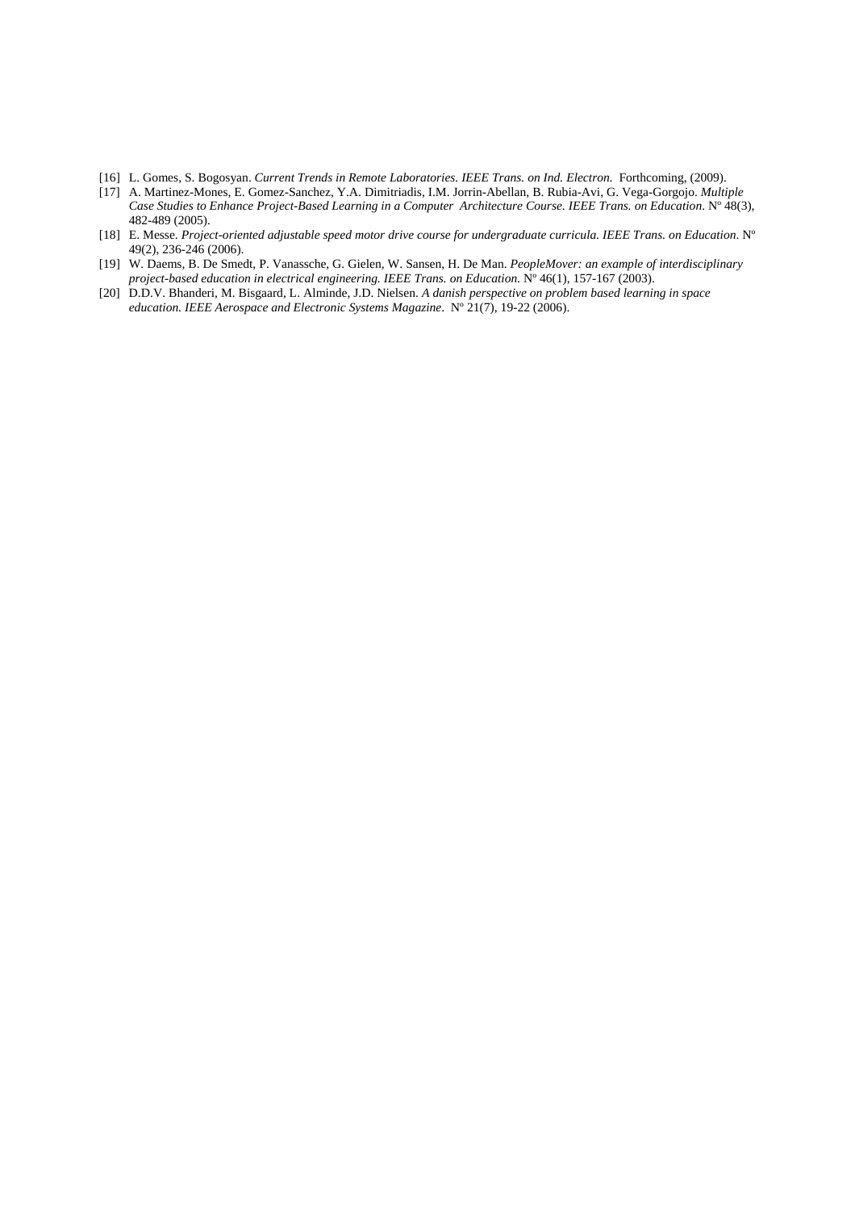[16] L. Gomes, S. Bogosyan. *Current Trends in Remote Laboratories. IEEE Trans. on Ind. Electron.* Forthcoming, (2009).

[17] A. Martinez-Mones, E. Gomez-Sanchez, Y.A. Dimitriadis, I.M. Jorrin-Abellan, B. Rubia-Avi, G. Vega-Gorgojo. *Multiple Case Studies to Enhance Project-Based Learning in a Computer Architecture Course. IEEE Trans. on Education*. Nº 48(3), 482-489 (2005).

[18] E. Messe. *Project-oriented adjustable speed motor drive course for undergraduate curricula. IEEE Trans. on Education*. Nº 49(2), 236-246 (2006).

[19] W. Daems, B. De Smedt, P. Vanassche, G. Gielen, W. Sansen, H. De Man. *PeopleMover: an example of interdisciplinary project-based education in electrical engineering. IEEE Trans. on Education.* Nº 46(1), 157-167 (2003).

[20] D.D.V. Bhanderi, M. Bisgaard, L. Alminde, J.D. Nielsen. *A danish perspective on problem based learning in space education. IEEE Aerospace and Electronic Systems Magazine*. Nº 21(7), 19-22 (2006).